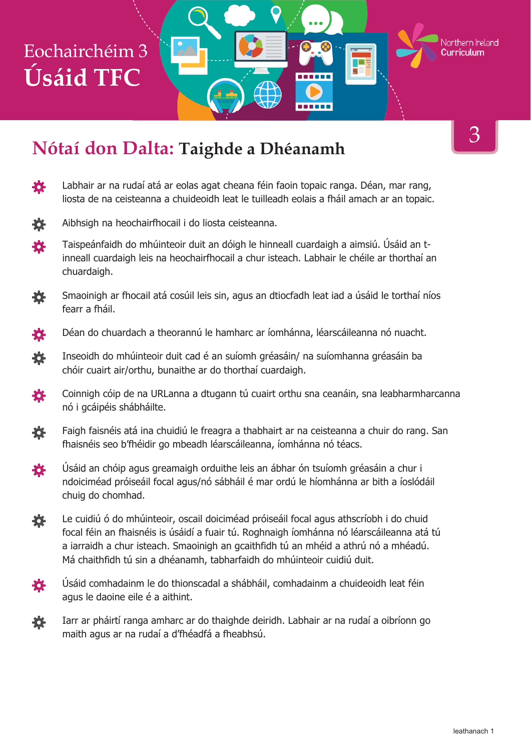Eochairchéim 3

# Úsáid TFC

Northern Ireland Curriculum

3

## Nótaí don Dalta: Taighde a Dhéanamh

- Labhair ar na rudaí atá ar eolas agat cheana féin faoin topaic ranga. Déan, mar rang, liosta de na ceisteanna a chuideoidh leat le tuilleadh eolais a fháil amach ar an topaic.
- Aibhsigh na heochairfhocail i do liosta ceisteanna.
- Taispeánfaidh do mhúinteoir duit an dóigh le hinneall cuardaigh a aimsiú. Úsáid an t-inneall cuardaigh leis na heochairfhocail a chur isteach. Labhair le chéile ar thorthaí an chuardaigh.
- Smaoinigh ar fhocail atá cosúil leis sin, agus an dtiocfadh leat iad a úsáid le torthaí níos fearr a fháil.
- Déan do chuardach a theorannú le hamharc ar íomhánna, léarscáileanna nó nuacht.
- Inseoidh do mhúinteoir duit cad é an suíomh gréasáin/ na suíomhanna gréasáin ba chóir cuairt air/orthu, bunaithe ar do thorthaí cuardaigh.
- Coinnigh cóip de na URLanna a dtugann tú cuairt orthu sna ceanáin, sna leabharmharcanna nó i gcáipéis shábháilte.
- Faigh faisnéis atá ina chuidiú le freagra a thabhairt ar na ceisteanna a chuir do rang. San fhaisnéis seo b'fhéidir go mbeadh léarscáileanna, íomhánna nó téacs.
- Úsáid an chóip agus greamaigh orduithe leis an ábhar ón tsuíomh gréasáin a chur i ndoiciméad próiseáil focal agus/nó sábháil é mar ordú le híomhánna ar bith a íoslódáil chuig do chomhad.
- Le cuidiú ó do mhúinteoir, oscail doiciméad próiseáil focal agus athscríobh i do chuid focal féin an fhaisnéis is úsáidí a fuair tú. Roghnaigh íomhánna nó léarscáileanna atá tú a iarraidh a chur isteach. Smaoinigh an gcaithfidh tú an mhéid a athrú nó a mhéadú. Má chaithfidh tú sin a dhéanamh, tabharfaidh do mhúinteoir cuidiú duit.
- Úsáid comhadainm le do thionscadal a shábháil, comhadainm a chuideoidh leat féin agus le daoine eile é a aithint.
- Iarr ar pháirtí ranga amharc ar do thaighde deiridh. Labhair ar na rudaí a oibríonn go maith agus ar na rudaí a d'fhéadfá a fheabhsú.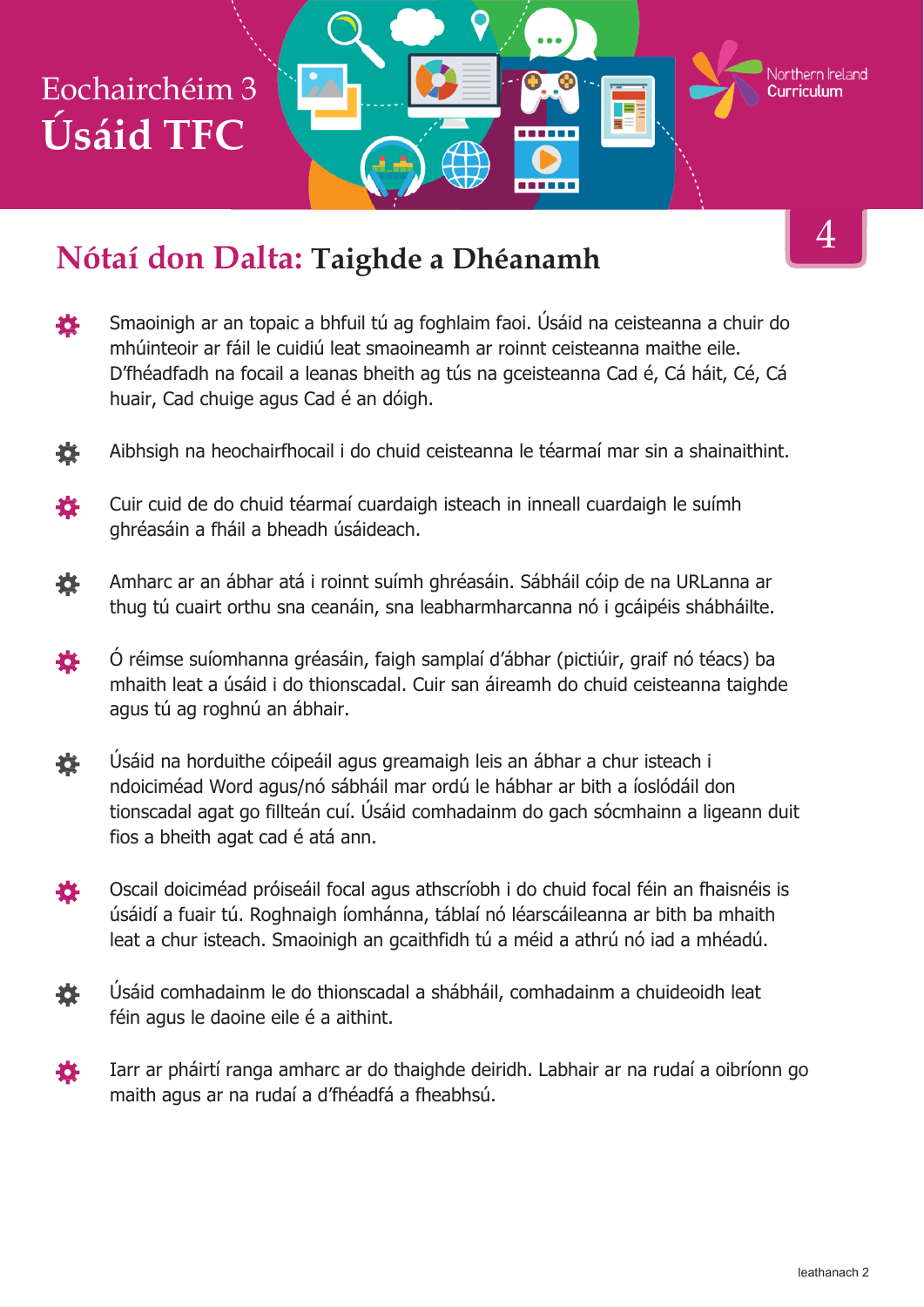# Eochairchéim 3
# Úsáid TFC

## Nótaí don Dalta: Taighde a Dhéanamh

- Smaoinigh ar an topaic a bhfuil tú ag foghlaim faoi. Úsáid na ceisteanna a chuir do mhúinteoir ar fáil le cuidiú leat smaoineamh ar roinnt ceisteanna maithe eile. D’fhéadfadh na focail a leanas bheith ag tús na gceisteanna Cad é, Cá háit, Cé, Cá huair, Cad chuige agus Cad é an dóigh.
- Aibhsigh na heochairfhocail i do chuid ceisteanna le téarmaí mar sin a shainaithint.
- Cuir cuid de do chuid téarmaí cuardaigh isteach in inneall cuardaigh le suímh ghréasáin a fháil a bheadh úsáideach.
- Amharc ar an ábhar atá i roinnt suímh ghréasáin. Sábháil cóip de na URLanna ar thug tú cuairt orthu sna ceanáin, sna leabharmharcanna nó i gcáipéis shábháilte.
- Ó réimse suíomhanna gréasáin, faigh samplaí d’ábhar (pictiúir, graif nó téacs) ba mhaith leat a úsáid i do thionscadal. Cuir san áireamh do chuid ceisteanna taighde agus tú ag roghnú an ábhair.
- Úsáid na horduithe cóipeáil agus greamaigh leis an ábhar a chur isteach i ndoiciméad Word agus/nó sábháil mar ordú le hábhar ar bith a íoslódáil don tionscadal agat go fillteán cuí. Úsáid comhadainm do gach sócmhainn a ligeann duit fios a bheith agat cad é atá ann.
- Oscail doiciméad próiseáil focal agus athscríobh i do chuid focal féin an fhaisnéis is úsáidí a fuair tú. Roghnaigh íomhánna, táblaí nó léarscáileanna ar bith ba mhaith leat a chur isteach. Smaoinigh an gcaithfidh tú a méid a athrú nó iad a mhéadú.
- Úsáid comhadainm le do thionscadal a shábháil, comhadainm a chuideoidh leat féin agus le daoine eile é a aithint.
- Iarr ar pháirtí ranga amharc ar do thaighde deiridh. Labhair ar na rudaí a oibríonn go maith agus ar na rudaí a d’fhéadfá a fheabhsú.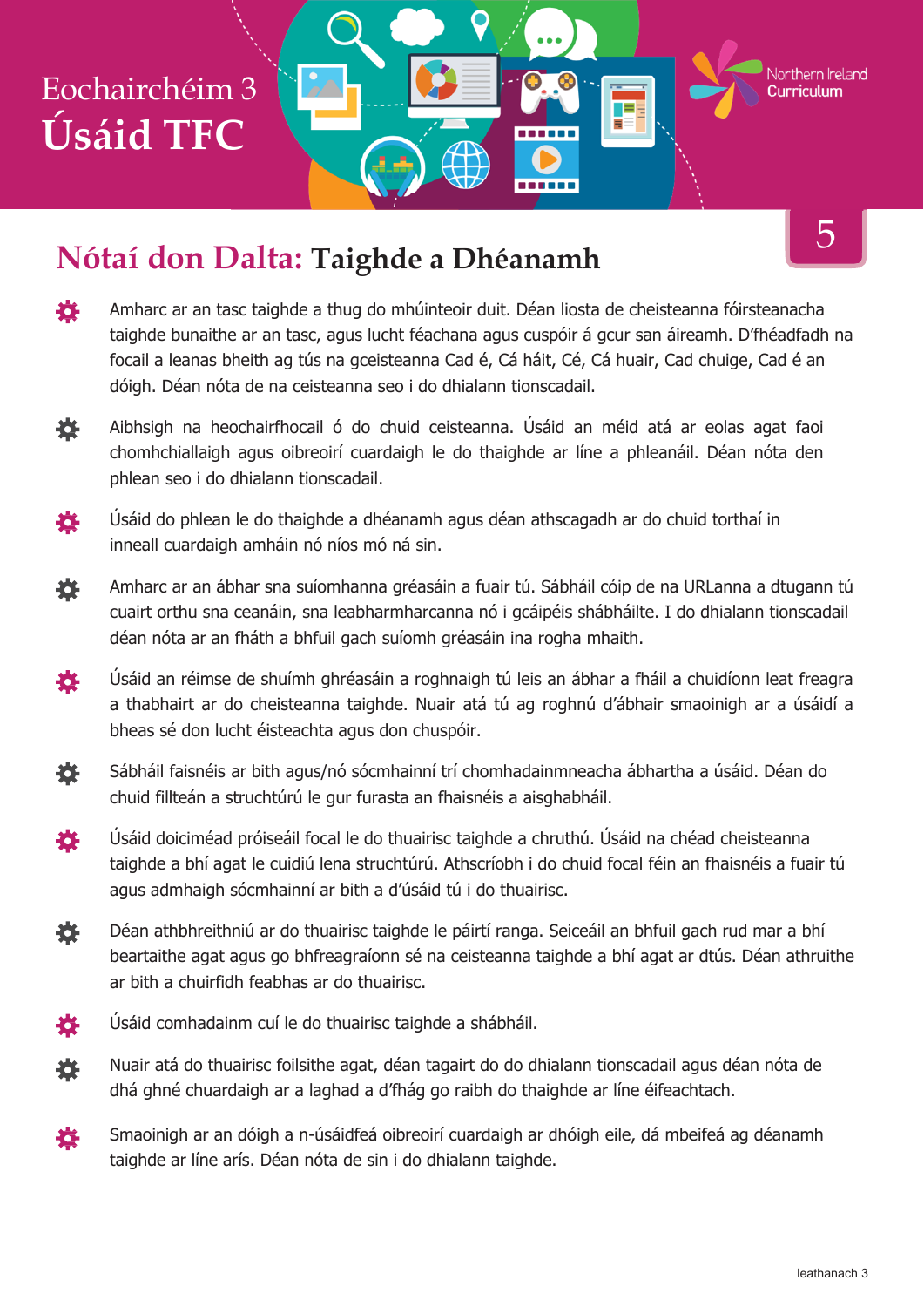# Eochairchéim 3

# Úsáid TFC

## Nótaí don Dalta: Taighde a Dhéanamh

- Amharc ar an tasc taighde a thug do mhúinteoir duit. Déan liosta de cheisteanna fóirsteanacha taighde bunaithe ar an tasc, agus lucht féachana agus cuspóir á gcur san áireamh. D'fhéadfadh na focail a leanas bheith ag tús na gceisteanna Cad é, Cá háit, Cé, Cá huair, Cad chuige, Cad é an dóigh. Déan nóta de na ceisteanna seo i do dhialann tionscadail.
- Aibhsigh na heochairfhocail ó do chuid ceisteanna. Úsáid an méid atá ar eolas agat faoi chomhchiallaigh agus oibreoirí cuardaigh le do thaighde ar líne a phleanáil. Déan nóta den phlean seo i do dhialann tionscadail.
- Úsáid do phlean le do thaighde a dhéanamh agus déan athscagadh ar do chuid torthaí in inneall cuardaigh amháin nó níos mó ná sin.
- Amharc ar an ábhar sna suíomhanna gréasáin a fuair tú. Sábháil cóip de na URLanna a dtugann tú cuairt orthu sna ceanáin, sna leabharmharcanna nó i gcáipéis shábháilte. I do dhialann tionscadail déan nóta ar an fháth a bhfuil gach suíomh gréasáin ina rogha mhaith.
- Úsáid an réimse de shuímh ghréasáin a roghnaigh tú leis an ábhar a fháil a chuidíonn leat freagra a thabhairt ar do cheisteanna taighde. Nuair atá tú ag roghnú d'ábhair smaoinigh ar a úsáidí a bheas sé don lucht éisteachta agus don chuspóir.
- Sábháil faisnéis ar bith agus/nó sócmhainní trí chomhadainmneacha ábhartha a úsáid. Déan do chuid fillteán a struchtúrú le gur furasta an fhaisnéis a aisghabháil.
- Úsáid doiciméad próiseáil focal le do thuairisc taighde a chruthú. Úsáid na chéad cheisteanna taighde a bhí agat le cuidiú lena struchtúrú. Athscríobh i do chuid focal féin an fhaisnéis a fuair tú agus admhaigh sócmhainní ar bith a d'úsáid tú i do thuairisc.
- Déan athbhreithniú ar do thuairisc taighde le páirtí ranga. Seiceáil an bhfuil gach rud mar a bhí beartaithe agat agus go bhfreagraíonn sé na ceisteanna taighde a bhí agat ar dtús. Déan athruithe ar bith a chuirfidh feabhas ar do thuairisc.
- Úsáid comhadainm cuí le do thuairisc taighde a shábháil.
- Nuair atá do thuairisc foilsithe agat, déan tagairt do do dhialann tionscadail agus déan nóta de dhá ghné chuardaigh ar a laghad a d'fhág go raibh do thaighde ar líne éifeachtach.
- Smaoinigh ar an dóigh a n-úsáidfeá oibreoirí cuardaigh ar dhóigh eile, dá mbeifeá ag déanamh taighde ar líne arís. Déan nóta de sin i do dhialann taighde.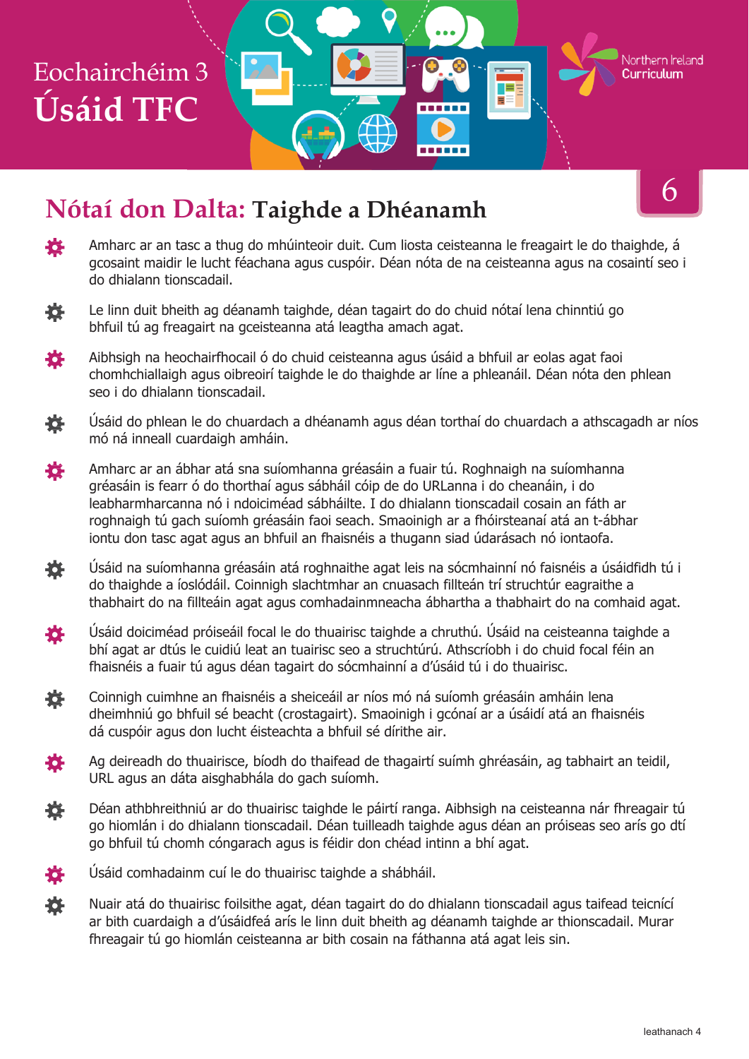# Eochairchéim 3
# Úsáid TFC

6

## Nótaí don Dalta: Taighde a Dhéanamh

- Amharc ar an tasc a thug do mhúinteoir duit. Cum liosta ceisteanna le freagairt le do thaighde, á gcosaint maidir le lucht féachana agus cuspóir. Déan nóta de na ceisteanna agus na cosaintí seo i do dhialann tionscadail.
- Le linn duit bheith ag déanamh taighde, déan tagairt do do chuid nótaí lena chinntiú go bhfuil tú ag freagairt na gceisteanna atá leagtha amach agat.
- Aibhsigh na heochairfhocail ó do chuid ceisteanna agus úsáid a bhfuil ar eolas agat faoi chomhchiallaigh agus oibreoirí taighde le do thaighde ar líne a phleanáil. Déan nóta den phlean seo i do dhialann tionscadail.
- Úsáid do phlean le do chuardach a dhéanamh agus déan torthaí do chuardach a athscagadh ar níos mó ná inneall cuardaigh amháin.
- Amharc ar an ábhar atá sna suíomhanna gréasáin a fuair tú. Roghnaigh na suíomhanna gréasáin is fearr ó do thorthaí agus sábháil cóip de do URLanna i do cheanáin, i do leabharmharcanna nó i ndoiciméad sábháilte. I do dhialann tionscadail cosain an fáth ar roghnaigh tú gach suíomh gréasáin faoi seach. Smaoinigh ar a fhóirsteanaí atá an t-ábhar iontu don tasc agat agus an bhfuil an fhaisnéis a thugann siad údarásach nó iontaofa.
- Úsáid na suíomhanna gréasáin atá roghnaithe agat leis na sócmhainní nó faisnéis a úsáidfidh tú i do thaighde a íoslódáil. Coinnigh slachtmhar an cnuasach fillteán trí struchtúr eagraithe a thabhairt do na fillteáin agat agus comhadainmneacha ábhartha a thabhairt do na comhaid agat.
- Úsáid doiciméad próiseáil focal le do thuairisc taighde a chruthú. Úsáid na ceisteanna taighde a bhí agat ar dtús le cuidiú leat an tuairisc seo a struchtúrú. Athscríobh i do chuid focal féin an fhaisnéis a fuair tú agus déan tagairt do sócmhainní a d'úsáid tú i do thuairisc.
- Coinnigh cuimhne an fhaisnéis a sheiceáil ar níos mó ná suíomh gréasáin amháin lena dheimhniú go bhfuil sé beacht (crostagairt). Smaoinigh i gcónaí ar a úsáidí atá an fhaisnéis dá cuspóir agus don lucht éisteachta a bhfuil sé dírithe air.
- Ag deireadh do thuairisce, bíodh do thaifead de thagairtí suímh ghréasáin, ag tabhairt an teidil, URL agus an dáta aisghabhála do gach suíomh.
- Déan athbhreithniú ar do thuairisc taighde le páirtí ranga. Aibhsigh na ceisteanna nár fhreagair tú go hiomlán i do dhialann tionscadail. Déan tuilleadh taighde agus déan an próiseas seo arís go dtí go bhfuil tú chomh cóngarach agus is féidir don chéad intinn a bhí agat.
- Úsáid comhadainm cuí le do thuairisc taighde a shábháil.
- Nuair atá do thuairisc foilsithe agat, déan tagairt do do dhialann tionscadail agus taifead teicnící ar bith cuardaigh a d'úsáidfeá arís le linn duit bheith ag déanamh taighde ar thionscadail. Murar fhreagair tú go hiomlán ceisteanna ar bith cosain na fáthanna atá agat leis sin.